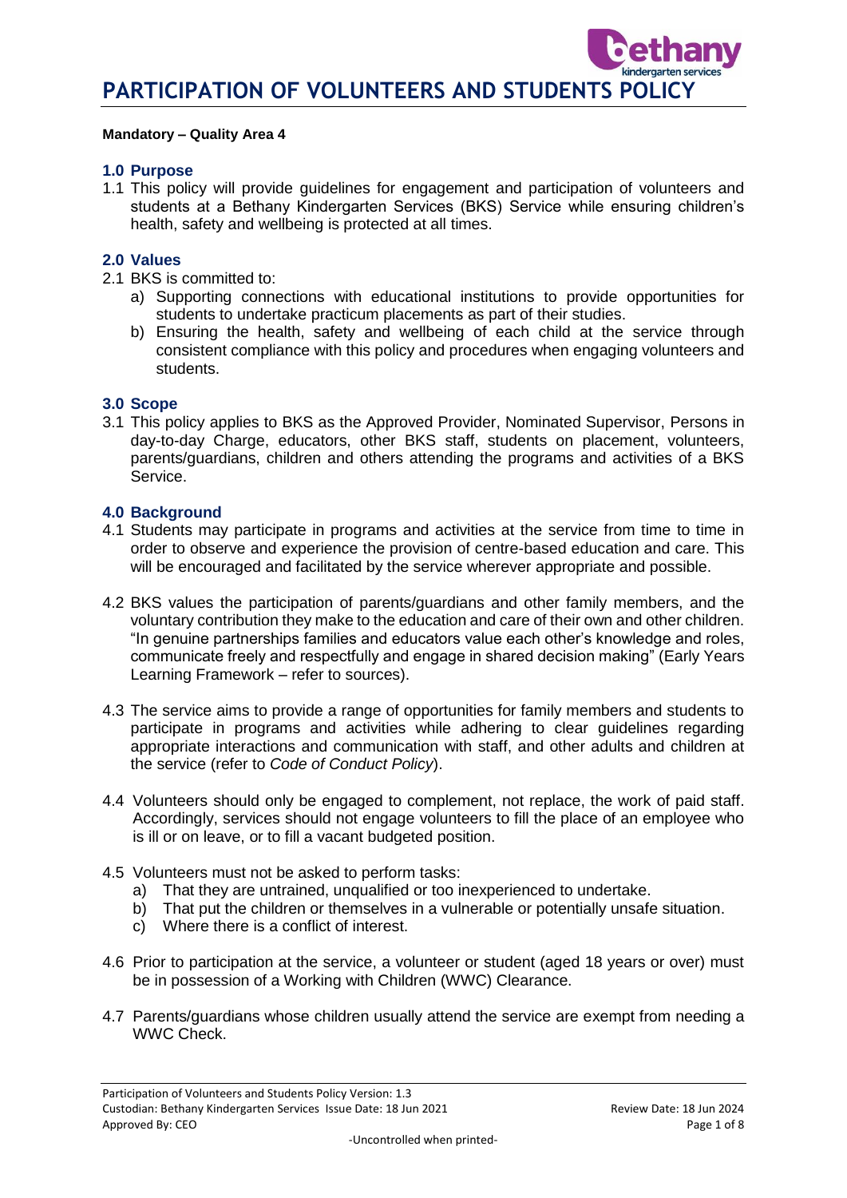# PARTICIPATION OF VOLUNTEERS AND STUDENTS POLICY

**Mandatory – Quality Area 4**

## 1.0 Purpose

1.1 This policy will provide guidelines for engagement and participation of volunteers and students at a Bethany Kindergarten Services (BKS) Service while ensuring children's health, safety and wellbeing is protected at all times.

## 2.0 Values

2.1 BKS is committed to:

a) Supporting connections with educational institutions to provide opportunities for students to undertake practicum placements as part of their studies.

b) Ensuring the health, safety and wellbeing of each child at the service through consistent compliance with this policy and procedures when engaging volunteers and students.

## 3.0 Scope

3.1 This policy applies to BKS as the Approved Provider, Nominated Supervisor, Persons in day-to-day Charge, educators, other BKS staff, students on placement, volunteers, parents/guardians, children and others attending the programs and activities of a BKS Service.

## 4.0 Background

4.1 Students may participate in programs and activities at the service from time to time in order to observe and experience the provision of centre-based education and care. This will be encouraged and facilitated by the service wherever appropriate and possible.

4.2 BKS values the participation of parents/guardians and other family members, and the voluntary contribution they make to the education and care of their own and other children. "In genuine partnerships families and educators value each other's knowledge and roles, communicate freely and respectfully and engage in shared decision making" (Early Years Learning Framework – refer to sources).

4.3 The service aims to provide a range of opportunities for family members and students to participate in programs and activities while adhering to clear guidelines regarding appropriate interactions and communication with staff, and other adults and children at the service (refer to *Code of Conduct Policy*).

4.4 Volunteers should only be engaged to complement, not replace, the work of paid staff. Accordingly, services should not engage volunteers to fill the place of an employee who is ill or on leave, or to fill a vacant budgeted position.

4.5 Volunteers must not be asked to perform tasks:

a) That they are untrained, unqualified or too inexperienced to undertake.

b) That put the children or themselves in a vulnerable or potentially unsafe situation.

c) Where there is a conflict of interest.

4.6 Prior to participation at the service, a volunteer or student (aged 18 years or over) must be in possession of a Working with Children (WWC) Clearance.

4.7 Parents/guardians whose children usually attend the service are exempt from needing a WWC Check.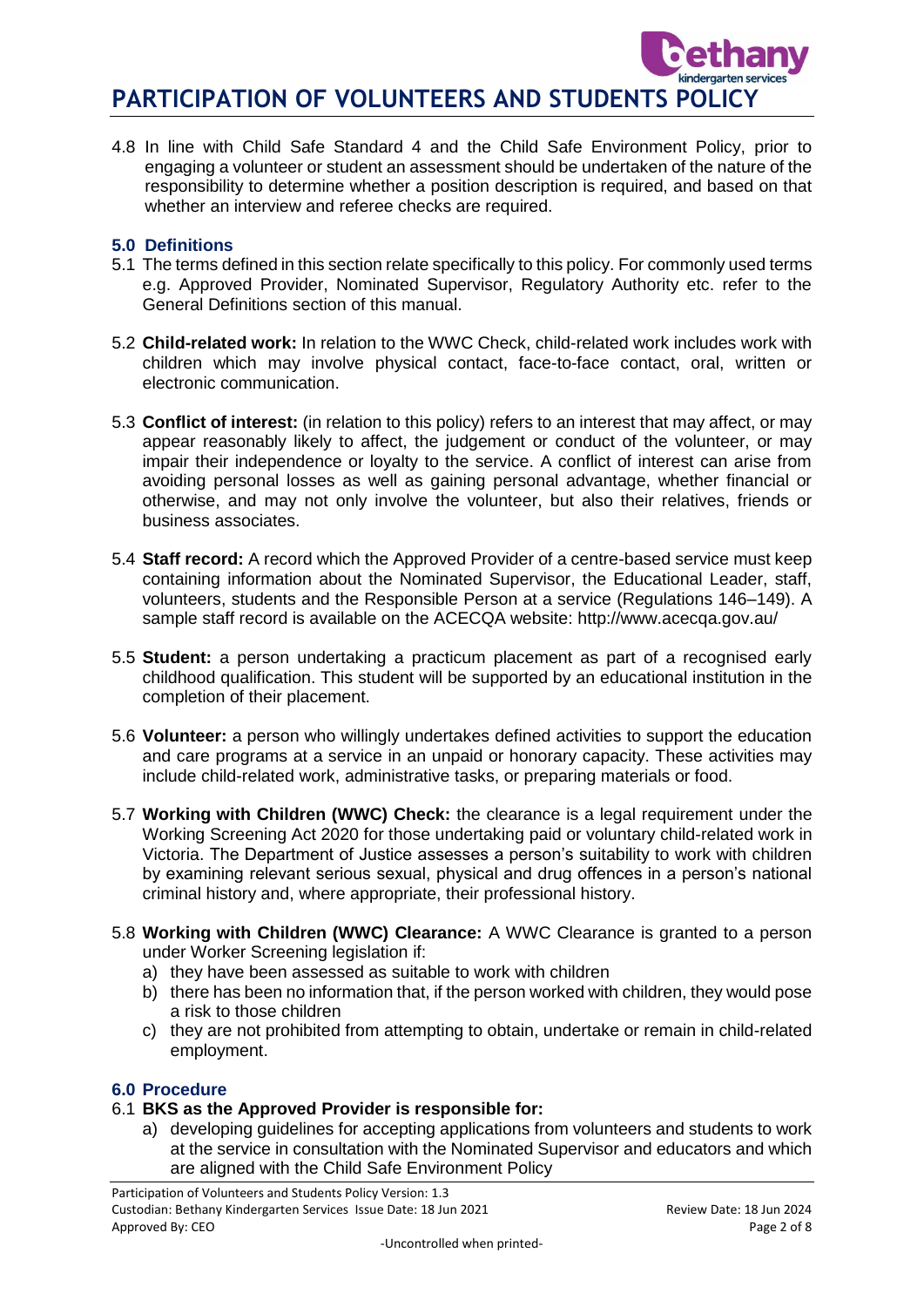4.8 In line with Child Safe Standard 4 and the Child Safe Environment Policy, prior to engaging a volunteer or student an assessment should be undertaken of the nature of the responsibility to determine whether a position description is required, and based on that whether an interview and referee checks are required.

### 5.0 Definitions

5.1 The terms defined in this section relate specifically to this policy. For commonly used terms e.g. Approved Provider, Nominated Supervisor, Regulatory Authority etc. refer to the General Definitions section of this manual.

5.2 **Child-related work:** In relation to the WWC Check, child-related work includes work with children which may involve physical contact, face-to-face contact, oral, written or electronic communication.

5.3 **Conflict of interest:** (in relation to this policy) refers to an interest that may affect, or may appear reasonably likely to affect, the judgement or conduct of the volunteer, or may impair their independence or loyalty to the service. A conflict of interest can arise from avoiding personal losses as well as gaining personal advantage, whether financial or otherwise, and may not only involve the volunteer, but also their relatives, friends or business associates.

5.4 **Staff record:** A record which the Approved Provider of a centre-based service must keep containing information about the Nominated Supervisor, the Educational Leader, staff, volunteers, students and the Responsible Person at a service (Regulations 146–149). A sample staff record is available on the ACECQA website: http://www.acecqa.gov.au/

5.5 **Student:** a person undertaking a practicum placement as part of a recognised early childhood qualification. This student will be supported by an educational institution in the completion of their placement.

5.6 **Volunteer:** a person who willingly undertakes defined activities to support the education and care programs at a service in an unpaid or honorary capacity. These activities may include child-related work, administrative tasks, or preparing materials or food.

5.7 **Working with Children (WWC) Check:** the clearance is a legal requirement under the Working Screening Act 2020 for those undertaking paid or voluntary child-related work in Victoria. The Department of Justice assesses a person's suitability to work with children by examining relevant serious sexual, physical and drug offences in a person's national criminal history and, where appropriate, their professional history.

5.8 **Working with Children (WWC) Clearance:** A WWC Clearance is granted to a person under Worker Screening legislation if:

a) they have been assessed as suitable to work with children
b) there has been no information that, if the person worked with children, they would pose a risk to those children
c) they are not prohibited from attempting to obtain, undertake or remain in child-related employment.

### 6.0 Procedure

6.1 **BKS as the Approved Provider is responsible for:**

a) developing guidelines for accepting applications from volunteers and students to work at the service in consultation with the Nominated Supervisor and educators and which are aligned with the Child Safe Environment Policy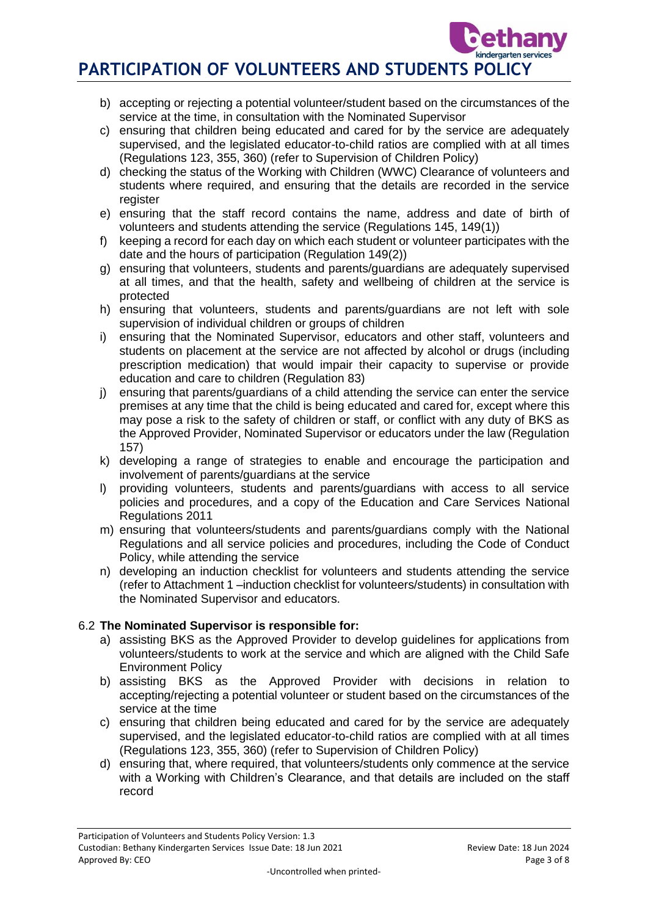b) accepting or rejecting a potential volunteer/student based on the circumstances of the service at the time, in consultation with the Nominated Supervisor
c) ensuring that children being educated and cared for by the service are adequately supervised, and the legislated educator-to-child ratios are complied with at all times (Regulations 123, 355, 360) (refer to Supervision of Children Policy)
d) checking the status of the Working with Children (WWC) Clearance of volunteers and students where required, and ensuring that the details are recorded in the service register
e) ensuring that the staff record contains the name, address and date of birth of volunteers and students attending the service (Regulations 145, 149(1))
f) keeping a record for each day on which each student or volunteer participates with the date and the hours of participation (Regulation 149(2))
g) ensuring that volunteers, students and parents/guardians are adequately supervised at all times, and that the health, safety and wellbeing of children at the service is protected
h) ensuring that volunteers, students and parents/guardians are not left with sole supervision of individual children or groups of children
i) ensuring that the Nominated Supervisor, educators and other staff, volunteers and students on placement at the service are not affected by alcohol or drugs (including prescription medication) that would impair their capacity to supervise or provide education and care to children (Regulation 83)
j) ensuring that parents/guardians of a child attending the service can enter the service premises at any time that the child is being educated and cared for, except where this may pose a risk to the safety of children or staff, or conflict with any duty of BKS as the Approved Provider, Nominated Supervisor or educators under the law (Regulation 157)
k) developing a range of strategies to enable and encourage the participation and involvement of parents/guardians at the service
l) providing volunteers, students and parents/guardians with access to all service policies and procedures, and a copy of the Education and Care Services National Regulations 2011
m) ensuring that volunteers/students and parents/guardians comply with the National Regulations and all service policies and procedures, including the Code of Conduct Policy, while attending the service
n) developing an induction checklist for volunteers and students attending the service (refer to Attachment 1 –induction checklist for volunteers/students) in consultation with the Nominated Supervisor and educators.

### 6.2 **The Nominated Supervisor is responsible for:**

a) assisting BKS as the Approved Provider to develop guidelines for applications from volunteers/students to work at the service and which are aligned with the Child Safe Environment Policy
b) assisting BKS as the Approved Provider with decisions in relation to accepting/rejecting a potential volunteer or student based on the circumstances of the service at the time
c) ensuring that children being educated and cared for by the service are adequately supervised, and the legislated educator-to-child ratios are complied with at all times (Regulations 123, 355, 360) (refer to Supervision of Children Policy)
d) ensuring that, where required, that volunteers/students only commence at the service with a Working with Children's Clearance, and that details are included on the staff record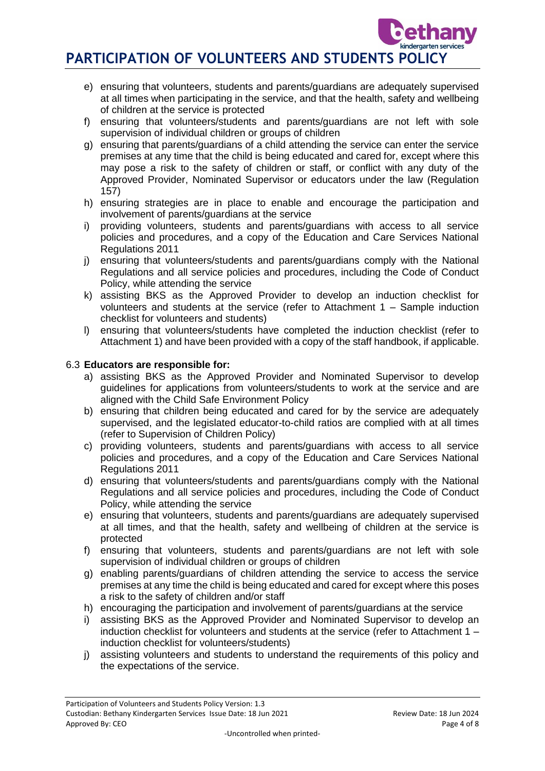e) ensuring that volunteers, students and parents/guardians are adequately supervised at all times when participating in the service, and that the health, safety and wellbeing of children at the service is protected
f) ensuring that volunteers/students and parents/guardians are not left with sole supervision of individual children or groups of children
g) ensuring that parents/guardians of a child attending the service can enter the service premises at any time that the child is being educated and cared for, except where this may pose a risk to the safety of children or staff, or conflict with any duty of the Approved Provider, Nominated Supervisor or educators under the law (Regulation 157)
h) ensuring strategies are in place to enable and encourage the participation and involvement of parents/guardians at the service
i) providing volunteers, students and parents/guardians with access to all service policies and procedures, and a copy of the Education and Care Services National Regulations 2011
j) ensuring that volunteers/students and parents/guardians comply with the National Regulations and all service policies and procedures, including the Code of Conduct Policy, while attending the service
k) assisting BKS as the Approved Provider to develop an induction checklist for volunteers and students at the service (refer to Attachment 1 – Sample induction checklist for volunteers and students)
l) ensuring that volunteers/students have completed the induction checklist (refer to Attachment 1) and have been provided with a copy of the staff handbook, if applicable.

### 6.3 **Educators are responsible for:**

a) assisting BKS as the Approved Provider and Nominated Supervisor to develop guidelines for applications from volunteers/students to work at the service and are aligned with the Child Safe Environment Policy
b) ensuring that children being educated and cared for by the service are adequately supervised, and the legislated educator-to-child ratios are complied with at all times (refer to Supervision of Children Policy)
c) providing volunteers, students and parents/guardians with access to all service policies and procedures, and a copy of the Education and Care Services National Regulations 2011
d) ensuring that volunteers/students and parents/guardians comply with the National Regulations and all service policies and procedures, including the Code of Conduct Policy, while attending the service
e) ensuring that volunteers, students and parents/guardians are adequately supervised at all times, and that the health, safety and wellbeing of children at the service is protected
f) ensuring that volunteers, students and parents/guardians are not left with sole supervision of individual children or groups of children
g) enabling parents/guardians of children attending the service to access the service premises at any time the child is being educated and cared for except where this poses a risk to the safety of children and/or staff
h) encouraging the participation and involvement of parents/guardians at the service
i) assisting BKS as the Approved Provider and Nominated Supervisor to develop an induction checklist for volunteers and students at the service (refer to Attachment 1 – induction checklist for volunteers/students)
j) assisting volunteers and students to understand the requirements of this policy and the expectations of the service.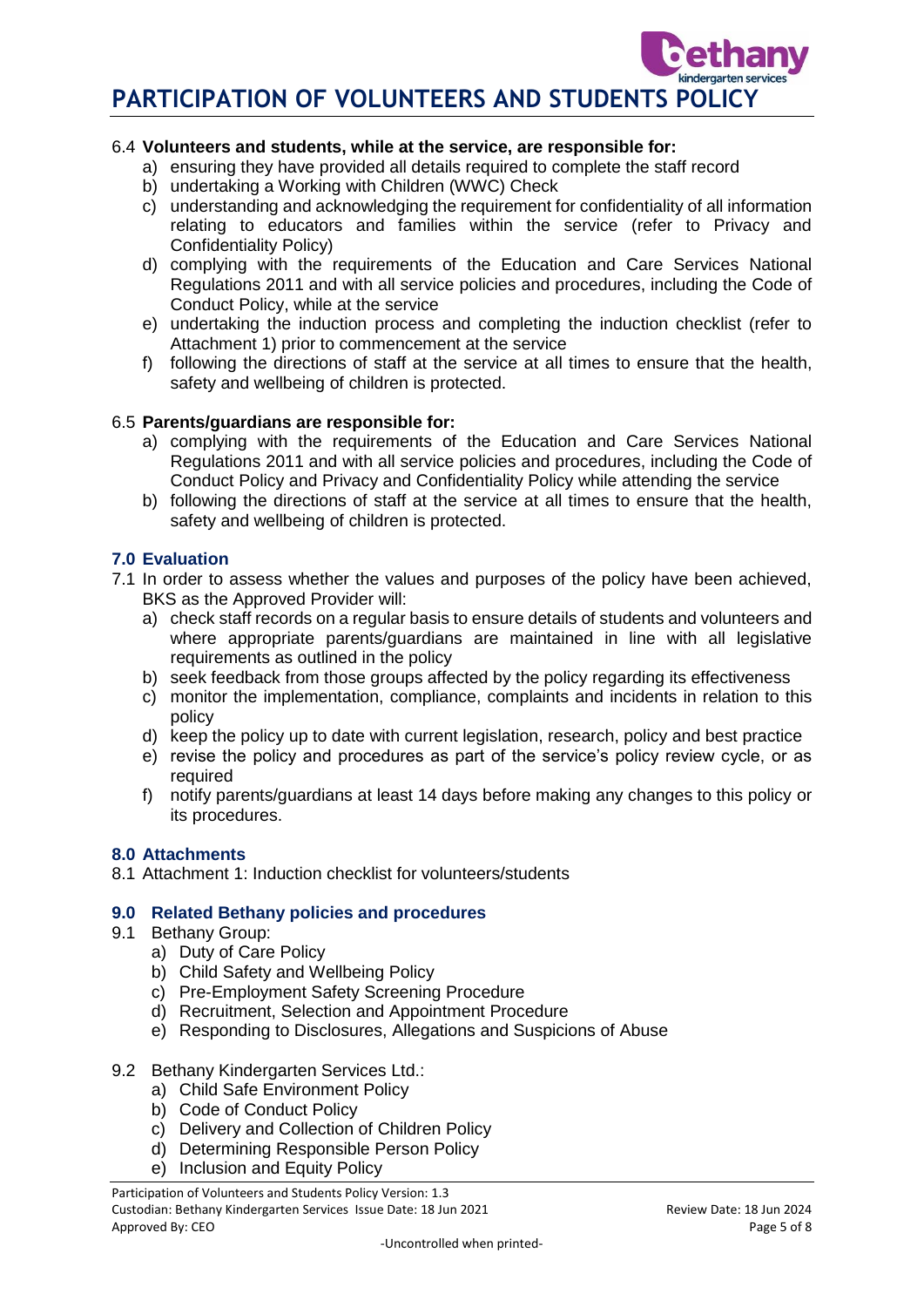6.4 **Volunteers and students, while at the service, are responsible for:**

a) ensuring they have provided all details required to complete the staff record
b) undertaking a Working with Children (WWC) Check
c) understanding and acknowledging the requirement for confidentiality of all information relating to educators and families within the service (refer to Privacy and Confidentiality Policy)
d) complying with the requirements of the Education and Care Services National Regulations 2011 and with all service policies and procedures, including the Code of Conduct Policy, while at the service
e) undertaking the induction process and completing the induction checklist (refer to Attachment 1) prior to commencement at the service
f) following the directions of staff at the service at all times to ensure that the health, safety and wellbeing of children is protected.

6.5 **Parents/guardians are responsible for:**

a) complying with the requirements of the Education and Care Services National Regulations 2011 and with all service policies and procedures, including the Code of Conduct Policy and Privacy and Confidentiality Policy while attending the service
b) following the directions of staff at the service at all times to ensure that the health, safety and wellbeing of children is protected.

## 7.0 Evaluation

7.1 In order to assess whether the values and purposes of the policy have been achieved, BKS as the Approved Provider will:

a) check staff records on a regular basis to ensure details of students and volunteers and where appropriate parents/guardians are maintained in line with all legislative requirements as outlined in the policy
b) seek feedback from those groups affected by the policy regarding its effectiveness
c) monitor the implementation, compliance, complaints and incidents in relation to this policy
d) keep the policy up to date with current legislation, research, policy and best practice
e) revise the policy and procedures as part of the service's policy review cycle, or as required
f) notify parents/guardians at least 14 days before making any changes to this policy or its procedures.

## 8.0 Attachments

8.1 Attachment 1: Induction checklist for volunteers/students

## 9.0 Related Bethany policies and procedures

9.1 Bethany Group:

a) Duty of Care Policy
b) Child Safety and Wellbeing Policy
c) Pre-Employment Safety Screening Procedure
d) Recruitment, Selection and Appointment Procedure
e) Responding to Disclosures, Allegations and Suspicions of Abuse

9.2 Bethany Kindergarten Services Ltd.:

a) Child Safe Environment Policy
b) Code of Conduct Policy
c) Delivery and Collection of Children Policy
d) Determining Responsible Person Policy
e) Inclusion and Equity Policy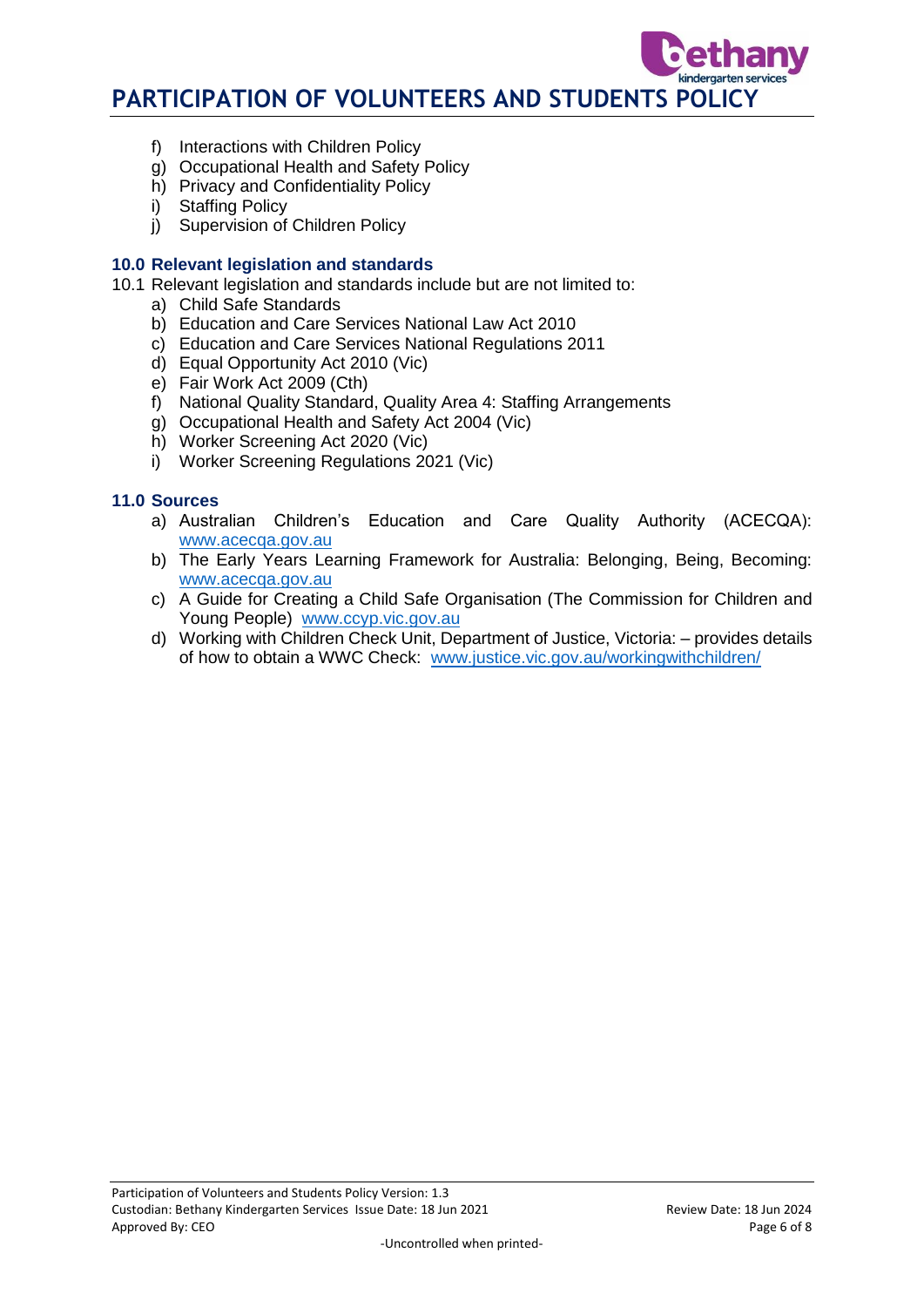f) Interactions with Children Policy
g) Occupational Health and Safety Policy
h) Privacy and Confidentiality Policy
i) Staffing Policy
j) Supervision of Children Policy

### 10.0 Relevant legislation and standards

10.1 Relevant legislation and standards include but are not limited to:

a) Child Safe Standards
b) Education and Care Services National Law Act 2010
c) Education and Care Services National Regulations 2011
d) Equal Opportunity Act 2010 (Vic)
e) Fair Work Act 2009 (Cth)
f) National Quality Standard, Quality Area 4: Staffing Arrangements
g) Occupational Health and Safety Act 2004 (Vic)
h) Worker Screening Act 2020 (Vic)
i) Worker Screening Regulations 2021 (Vic)

### 11.0 Sources

a) Australian Children's Education and Care Quality Authority (ACECQA): www.acecqa.gov.au
b) The Early Years Learning Framework for Australia: Belonging, Being, Becoming: www.acecqa.gov.au
c) A Guide for Creating a Child Safe Organisation (The Commission for Children and Young People) www.ccyp.vic.gov.au
d) Working with Children Check Unit, Department of Justice, Victoria: – provides details of how to obtain a WWC Check: www.justice.vic.gov.au/workingwithchildren/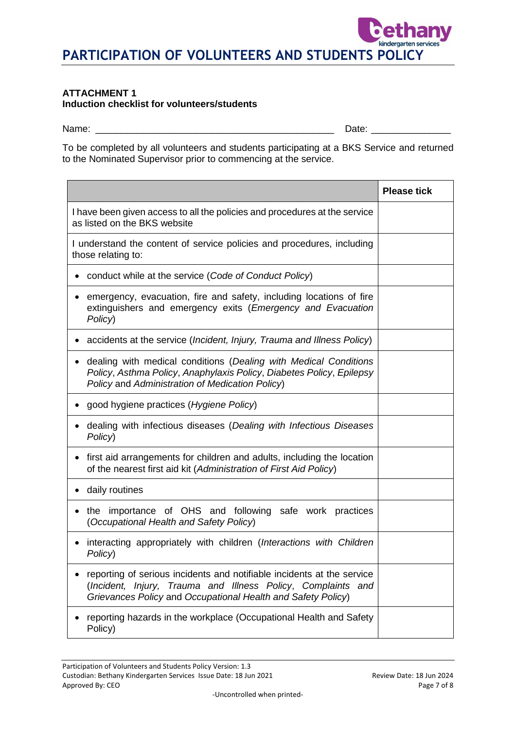# PARTICIPATION OF VOLUNTEERS AND STUDENTS POLICY

**ATTACHMENT 1**
**Induction checklist for volunteers/students**

Name: _____________________________________________ Date: ______________

To be completed by all volunteers and students participating at a BKS Service and returned to the Nominated Supervisor prior to commencing at the service.

| | **Please tick** |
|---|---|
| I have been given access to all the policies and procedures at the service as listed on the BKS website | |
| I understand the content of service policies and procedures, including those relating to: | |
| • conduct while at the service (*Code of Conduct Policy*) | |
| • emergency, evacuation, fire and safety, including locations of fire extinguishers and emergency exits (*Emergency and Evacuation Policy*) | |
| • accidents at the service (*Incident, Injury, Trauma and Illness Policy*) | |
| • dealing with medical conditions (*Dealing with Medical Conditions Policy*, *Asthma Policy*, *Anaphylaxis Policy*, *Diabetes Policy*, *Epilepsy Policy* and *Administration of Medication Policy*) | |
| • good hygiene practices (*Hygiene Policy*) | |
| • dealing with infectious diseases (*Dealing with Infectious Diseases Policy*) | |
| • first aid arrangements for children and adults, including the location of the nearest first aid kit (*Administration of First Aid Policy*) | |
| • daily routines | |
| • the importance of OHS and following safe work practices (*Occupational Health and Safety Policy*) | |
| • interacting appropriately with children (*Interactions with Children Policy*) | |
| • reporting of serious incidents and notifiable incidents at the service (*Incident, Injury, Trauma and Illness Policy*, *Complaints and Grievances Policy* and *Occupational Health and Safety Policy*) | |
| • reporting hazards in the workplace (Occupational Health and Safety Policy) | |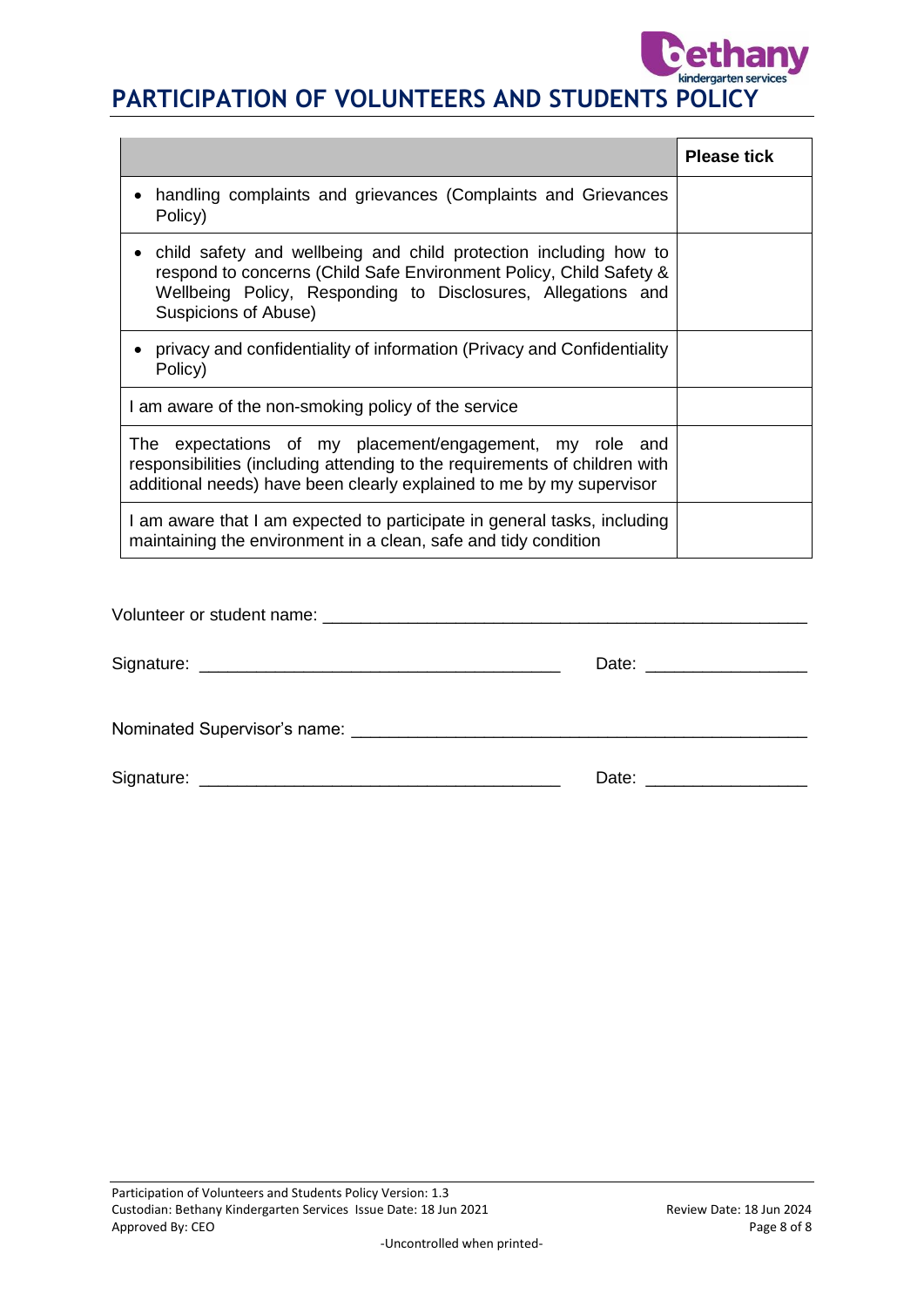| | Please tick |
|---|---|
| • handling complaints and grievances (Complaints and Grievances Policy) | |
| • child safety and wellbeing and child protection including how to respond to concerns (Child Safe Environment Policy, Child Safety & Wellbeing Policy, Responding to Disclosures, Allegations and Suspicions of Abuse) | |
| • privacy and confidentiality of information (Privacy and Confidentiality Policy) | |
| I am aware of the non-smoking policy of the service | |
| The expectations of my placement/engagement, my role and responsibilities (including attending to the requirements of children with additional needs) have been clearly explained to me by my supervisor | |
| I am aware that I am expected to participate in general tasks, including maintaining the environment in a clean, safe and tidy condition | |

Volunteer or student name: ____________________________________________________

Signature: ______________________________________ Date: ________________

Nominated Supervisor's name: ______________________________________________

Signature: ______________________________________ Date: ________________